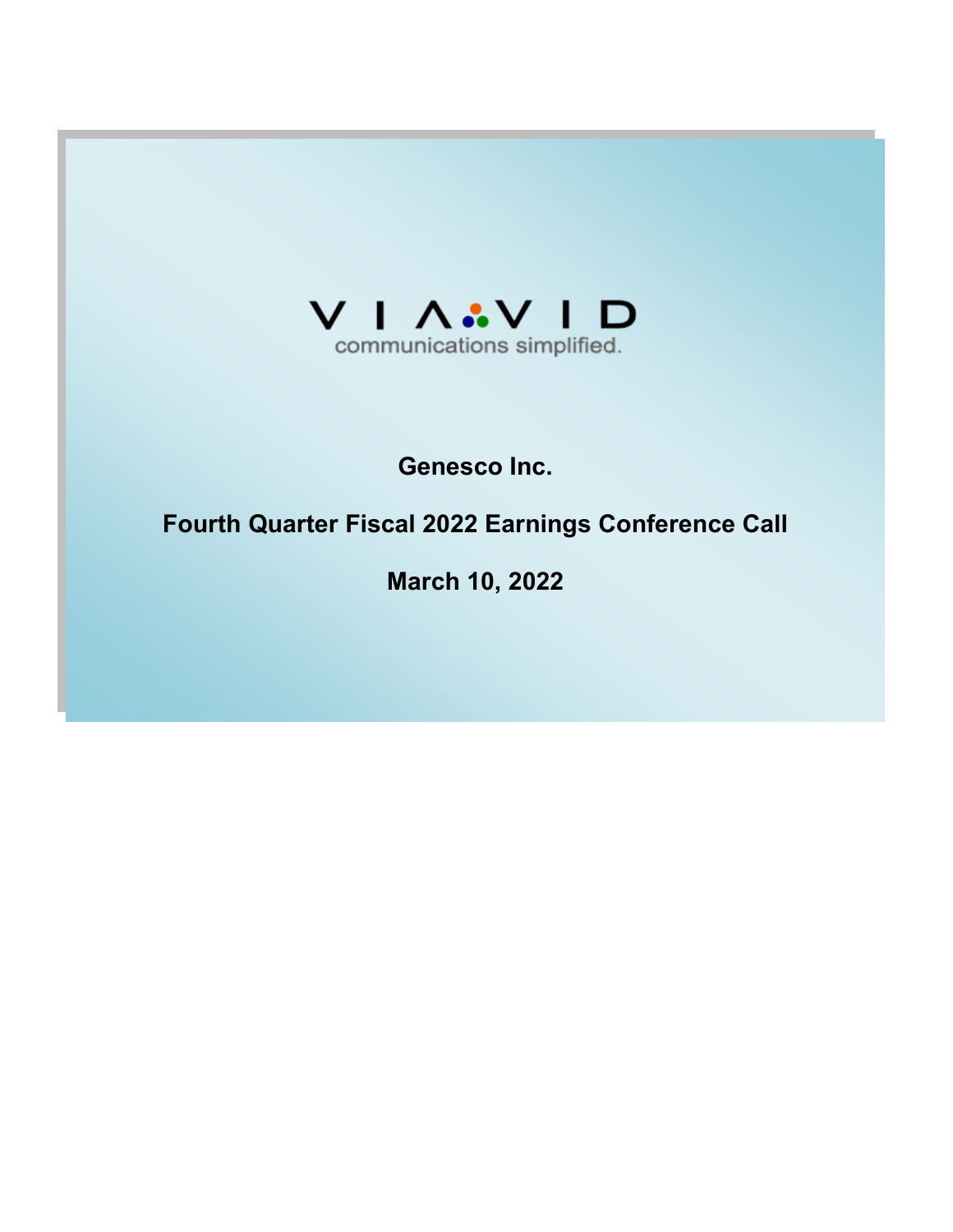VIAVID

communications simplified.

# Genesco Inc.

## Fourth Quarter Fiscal 2022 Earnings Conference Call

## March 10, 2022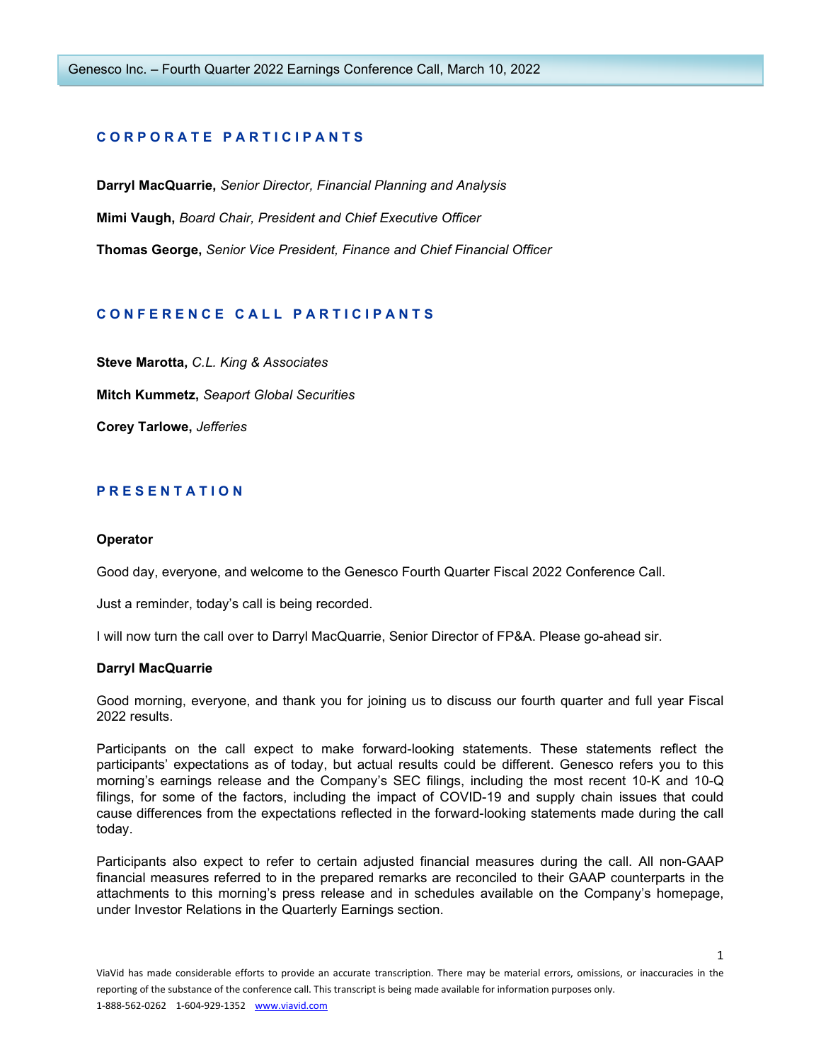## CORPORATE PARTICIPANTS

**Darryl MacQuarrie,** *Senior Director, Financial Planning and Analysis*

**Mimi Vaugh,** *Board Chair, President and Chief Executive Officer*

**Thomas George,** *Senior Vice President, Finance and Chief Financial Officer*

## CONFERENCE CALL PARTICIPANTS

**Steve Marotta,** *C.L. King & Associates*

**Mitch Kummetz,** *Seaport Global Securities*

**Corey Tarlowe,** *Jefferies*

## PRESENTATION

**Operator**

Good day, everyone, and welcome to the Genesco Fourth Quarter Fiscal 2022 Conference Call.

Just a reminder, today's call is being recorded.

I will now turn the call over to Darryl MacQuarrie, Senior Director of FP&A. Please go-ahead sir.

**Darryl MacQuarrie**

Good morning, everyone, and thank you for joining us to discuss our fourth quarter and full year Fiscal 2022 results.

Participants on the call expect to make forward-looking statements. These statements reflect the participants' expectations as of today, but actual results could be different. Genesco refers you to this morning's earnings release and the Company's SEC filings, including the most recent 10-K and 10-Q filings, for some of the factors, including the impact of COVID-19 and supply chain issues that could cause differences from the expectations reflected in the forward-looking statements made during the call today.

Participants also expect to refer to certain adjusted financial measures during the call. All non-GAAP financial measures referred to in the prepared remarks are reconciled to their GAAP counterparts in the attachments to this morning's press release and in schedules available on the Company's homepage, under Investor Relations in the Quarterly Earnings section.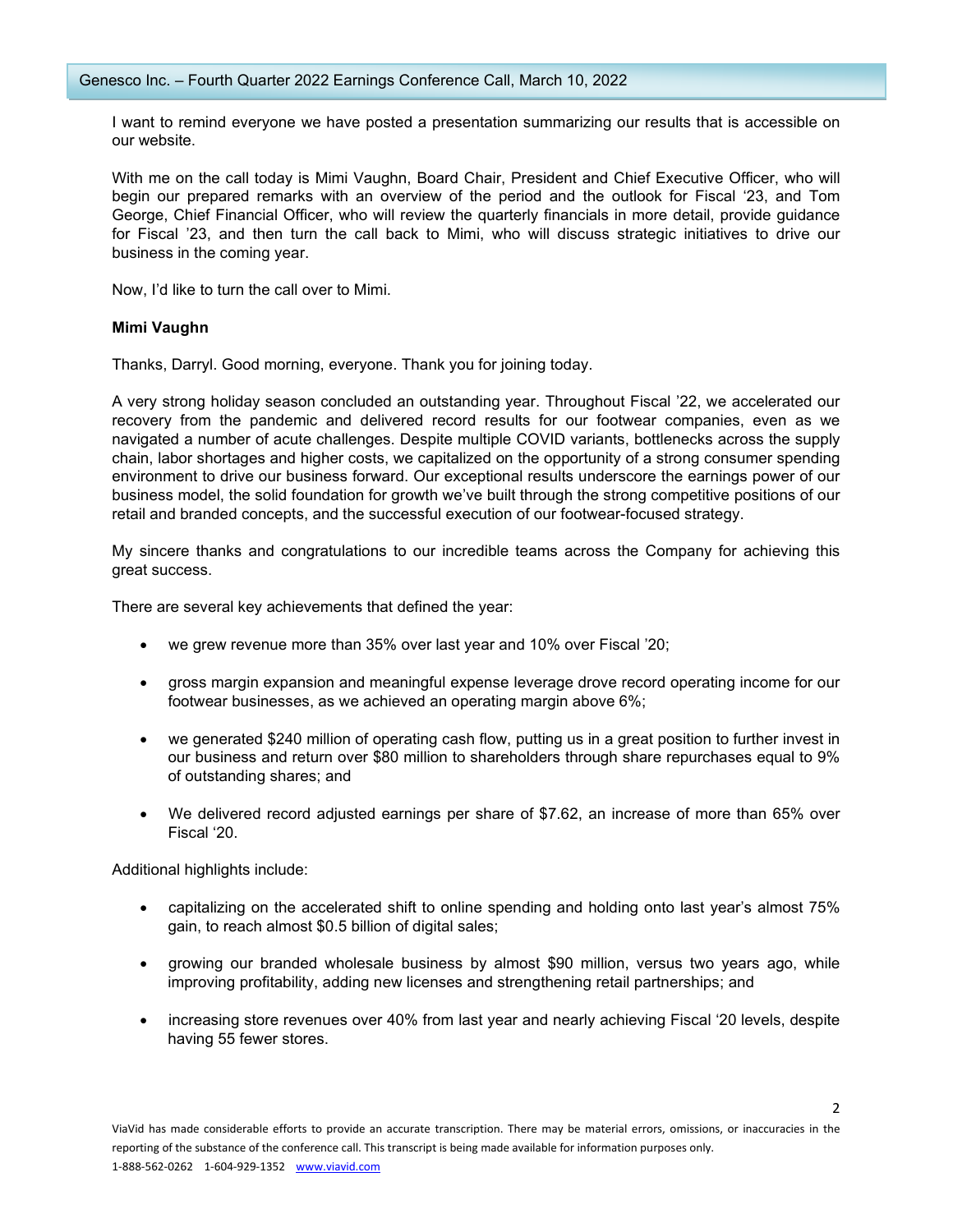I want to remind everyone we have posted a presentation summarizing our results that is accessible on our website.

With me on the call today is Mimi Vaughn, Board Chair, President and Chief Executive Officer, who will begin our prepared remarks with an overview of the period and the outlook for Fiscal '23, and Tom George, Chief Financial Officer, who will review the quarterly financials in more detail, provide guidance for Fiscal '23, and then turn the call back to Mimi, who will discuss strategic initiatives to drive our business in the coming year.

Now, I'd like to turn the call over to Mimi.

**Mimi Vaughn**

Thanks, Darryl. Good morning, everyone. Thank you for joining today.

A very strong holiday season concluded an outstanding year. Throughout Fiscal '22, we accelerated our recovery from the pandemic and delivered record results for our footwear companies, even as we navigated a number of acute challenges. Despite multiple COVID variants, bottlenecks across the supply chain, labor shortages and higher costs, we capitalized on the opportunity of a strong consumer spending environment to drive our business forward. Our exceptional results underscore the earnings power of our business model, the solid foundation for growth we've built through the strong competitive positions of our retail and branded concepts, and the successful execution of our footwear-focused strategy.

My sincere thanks and congratulations to our incredible teams across the Company for achieving this great success.

There are several key achievements that defined the year:

- we grew revenue more than 35% over last year and 10% over Fiscal '20;
- gross margin expansion and meaningful expense leverage drove record operating income for our footwear businesses, as we achieved an operating margin above 6%;
- we generated $240 million of operating cash flow, putting us in a great position to further invest in our business and return over $80 million to shareholders through share repurchases equal to 9% of outstanding shares; and
- We delivered record adjusted earnings per share of $7.62, an increase of more than 65% over Fiscal '20.

Additional highlights include:

- capitalizing on the accelerated shift to online spending and holding onto last year's almost 75% gain, to reach almost $0.5 billion of digital sales;
- growing our branded wholesale business by almost $90 million, versus two years ago, while improving profitability, adding new licenses and strengthening retail partnerships; and
- increasing store revenues over 40% from last year and nearly achieving Fiscal '20 levels, despite having 55 fewer stores.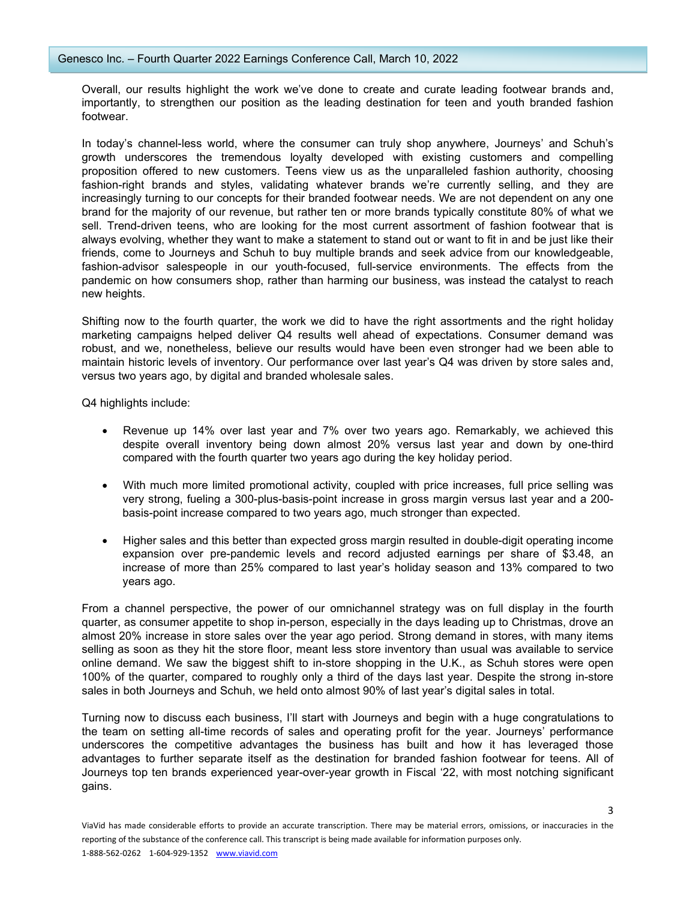Overall, our results highlight the work we've done to create and curate leading footwear brands and, importantly, to strengthen our position as the leading destination for teen and youth branded fashion footwear.

In today's channel-less world, where the consumer can truly shop anywhere, Journeys' and Schuh's growth underscores the tremendous loyalty developed with existing customers and compelling proposition offered to new customers. Teens view us as the unparalleled fashion authority, choosing fashion-right brands and styles, validating whatever brands we're currently selling, and they are increasingly turning to our concepts for their branded footwear needs. We are not dependent on any one brand for the majority of our revenue, but rather ten or more brands typically constitute 80% of what we sell. Trend-driven teens, who are looking for the most current assortment of fashion footwear that is always evolving, whether they want to make a statement to stand out or want to fit in and be just like their friends, come to Journeys and Schuh to buy multiple brands and seek advice from our knowledgeable, fashion-advisor salespeople in our youth-focused, full-service environments. The effects from the pandemic on how consumers shop, rather than harming our business, was instead the catalyst to reach new heights.

Shifting now to the fourth quarter, the work we did to have the right assortments and the right holiday marketing campaigns helped deliver Q4 results well ahead of expectations. Consumer demand was robust, and we, nonetheless, believe our results would have been even stronger had we been able to maintain historic levels of inventory. Our performance over last year's Q4 was driven by store sales and, versus two years ago, by digital and branded wholesale sales.

Q4 highlights include:

- Revenue up 14% over last year and 7% over two years ago. Remarkably, we achieved this despite overall inventory being down almost 20% versus last year and down by one-third compared with the fourth quarter two years ago during the key holiday period.

- With much more limited promotional activity, coupled with price increases, full price selling was very strong, fueling a 300-plus-basis-point increase in gross margin versus last year and a 200-basis-point increase compared to two years ago, much stronger than expected.

- Higher sales and this better than expected gross margin resulted in double-digit operating income expansion over pre-pandemic levels and record adjusted earnings per share of $3.48, an increase of more than 25% compared to last year's holiday season and 13% compared to two years ago.

From a channel perspective, the power of our omnichannel strategy was on full display in the fourth quarter, as consumer appetite to shop in-person, especially in the days leading up to Christmas, drove an almost 20% increase in store sales over the year ago period. Strong demand in stores, with many items selling as soon as they hit the store floor, meant less store inventory than usual was available to service online demand. We saw the biggest shift to in-store shopping in the U.K., as Schuh stores were open 100% of the quarter, compared to roughly only a third of the days last year. Despite the strong in-store sales in both Journeys and Schuh, we held onto almost 90% of last year's digital sales in total.

Turning now to discuss each business, I'll start with Journeys and begin with a huge congratulations to the team on setting all-time records of sales and operating profit for the year. Journeys' performance underscores the competitive advantages the business has built and how it has leveraged those advantages to further separate itself as the destination for branded fashion footwear for teens. All of Journeys top ten brands experienced year-over-year growth in Fiscal '22, with most notching significant gains.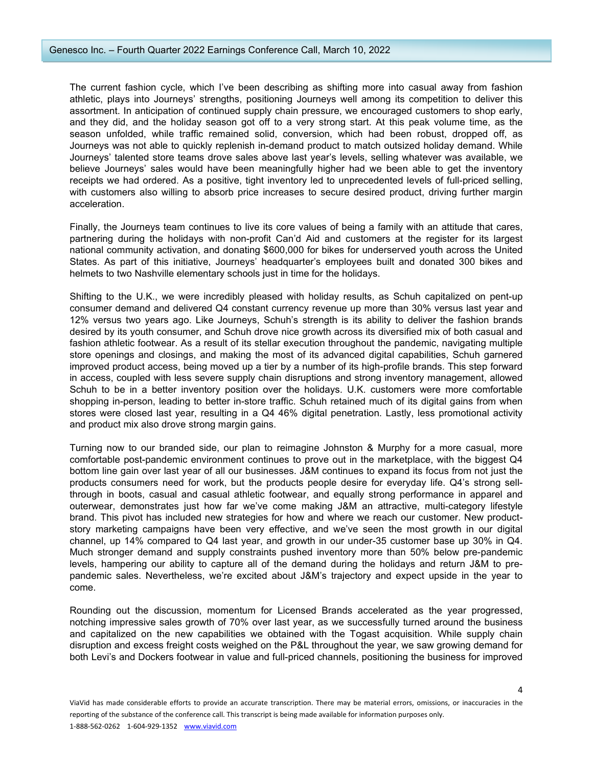The current fashion cycle, which I've been describing as shifting more into casual away from fashion athletic, plays into Journeys' strengths, positioning Journeys well among its competition to deliver this assortment. In anticipation of continued supply chain pressure, we encouraged customers to shop early, and they did, and the holiday season got off to a very strong start. At this peak volume time, as the season unfolded, while traffic remained solid, conversion, which had been robust, dropped off, as Journeys was not able to quickly replenish in-demand product to match outsized holiday demand. While Journeys' talented store teams drove sales above last year's levels, selling whatever was available, we believe Journeys' sales would have been meaningfully higher had we been able to get the inventory receipts we had ordered. As a positive, tight inventory led to unprecedented levels of full-priced selling, with customers also willing to absorb price increases to secure desired product, driving further margin acceleration.

Finally, the Journeys team continues to live its core values of being a family with an attitude that cares, partnering during the holidays with non-profit Can'd Aid and customers at the register for its largest national community activation, and donating $600,000 for bikes for underserved youth across the United States. As part of this initiative, Journeys' headquarter's employees built and donated 300 bikes and helmets to two Nashville elementary schools just in time for the holidays.

Shifting to the U.K., we were incredibly pleased with holiday results, as Schuh capitalized on pent-up consumer demand and delivered Q4 constant currency revenue up more than 30% versus last year and 12% versus two years ago. Like Journeys, Schuh's strength is its ability to deliver the fashion brands desired by its youth consumer, and Schuh drove nice growth across its diversified mix of both casual and fashion athletic footwear. As a result of its stellar execution throughout the pandemic, navigating multiple store openings and closings, and making the most of its advanced digital capabilities, Schuh garnered improved product access, being moved up a tier by a number of its high-profile brands. This step forward in access, coupled with less severe supply chain disruptions and strong inventory management, allowed Schuh to be in a better inventory position over the holidays. U.K. customers were more comfortable shopping in-person, leading to better in-store traffic. Schuh retained much of its digital gains from when stores were closed last year, resulting in a Q4 46% digital penetration. Lastly, less promotional activity and product mix also drove strong margin gains.

Turning now to our branded side, our plan to reimagine Johnston & Murphy for a more casual, more comfortable post-pandemic environment continues to prove out in the marketplace, with the biggest Q4 bottom line gain over last year of all our businesses. J&M continues to expand its focus from not just the products consumers need for work, but the products people desire for everyday life. Q4's strong sell-through in boots, casual and casual athletic footwear, and equally strong performance in apparel and outerwear, demonstrates just how far we've come making J&M an attractive, multi-category lifestyle brand. This pivot has included new strategies for how and where we reach our customer. New product-story marketing campaigns have been very effective, and we've seen the most growth in our digital channel, up 14% compared to Q4 last year, and growth in our under-35 customer base up 30% in Q4. Much stronger demand and supply constraints pushed inventory more than 50% below pre-pandemic levels, hampering our ability to capture all of the demand during the holidays and return J&M to pre-pandemic sales. Nevertheless, we're excited about J&M's trajectory and expect upside in the year to come.

Rounding out the discussion, momentum for Licensed Brands accelerated as the year progressed, notching impressive sales growth of 70% over last year, as we successfully turned around the business and capitalized on the new capabilities we obtained with the Togast acquisition. While supply chain disruption and excess freight costs weighed on the P&L throughout the year, we saw growing demand for both Levi's and Dockers footwear in value and full-priced channels, positioning the business for improved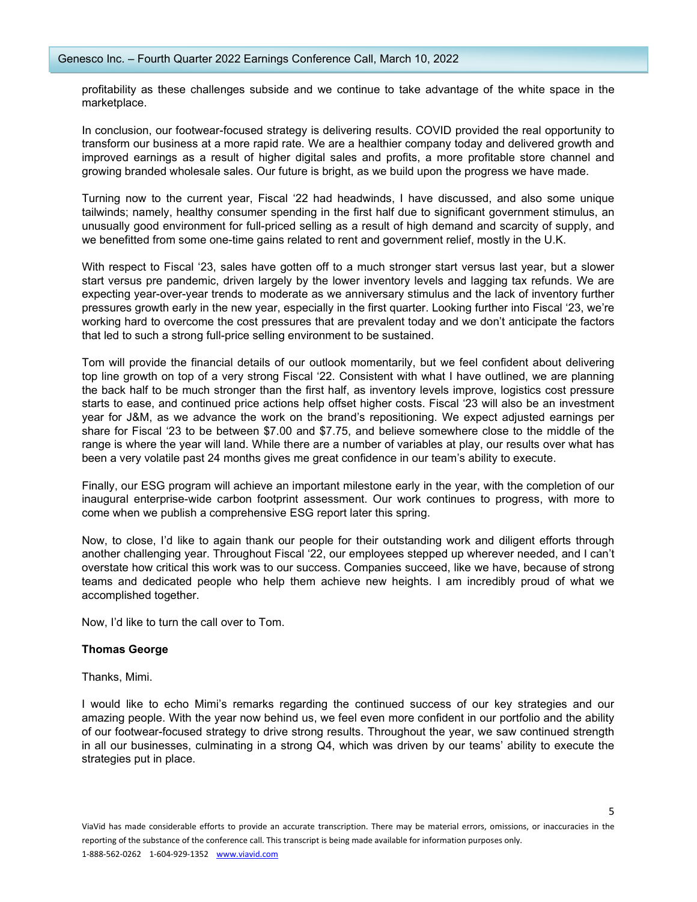profitability as these challenges subside and we continue to take advantage of the white space in the marketplace.

In conclusion, our footwear-focused strategy is delivering results. COVID provided the real opportunity to transform our business at a more rapid rate. We are a healthier company today and delivered growth and improved earnings as a result of higher digital sales and profits, a more profitable store channel and growing branded wholesale sales. Our future is bright, as we build upon the progress we have made.

Turning now to the current year, Fiscal '22 had headwinds, I have discussed, and also some unique tailwinds; namely, healthy consumer spending in the first half due to significant government stimulus, an unusually good environment for full-priced selling as a result of high demand and scarcity of supply, and we benefitted from some one-time gains related to rent and government relief, mostly in the U.K.

With respect to Fiscal '23, sales have gotten off to a much stronger start versus last year, but a slower start versus pre pandemic, driven largely by the lower inventory levels and lagging tax refunds. We are expecting year-over-year trends to moderate as we anniversary stimulus and the lack of inventory further pressures growth early in the new year, especially in the first quarter. Looking further into Fiscal '23, we're working hard to overcome the cost pressures that are prevalent today and we don't anticipate the factors that led to such a strong full-price selling environment to be sustained.

Tom will provide the financial details of our outlook momentarily, but we feel confident about delivering top line growth on top of a very strong Fiscal '22. Consistent with what I have outlined, we are planning the back half to be much stronger than the first half, as inventory levels improve, logistics cost pressure starts to ease, and continued price actions help offset higher costs. Fiscal '23 will also be an investment year for J&M, as we advance the work on the brand's repositioning. We expect adjusted earnings per share for Fiscal '23 to be between $7.00 and $7.75, and believe somewhere close to the middle of the range is where the year will land. While there are a number of variables at play, our results over what has been a very volatile past 24 months gives me great confidence in our team's ability to execute.

Finally, our ESG program will achieve an important milestone early in the year, with the completion of our inaugural enterprise-wide carbon footprint assessment. Our work continues to progress, with more to come when we publish a comprehensive ESG report later this spring.

Now, to close, I'd like to again thank our people for their outstanding work and diligent efforts through another challenging year. Throughout Fiscal '22, our employees stepped up wherever needed, and I can't overstate how critical this work was to our success. Companies succeed, like we have, because of strong teams and dedicated people who help them achieve new heights. I am incredibly proud of what we accomplished together.

Now, I'd like to turn the call over to Tom.

**Thomas George**

Thanks, Mimi.

I would like to echo Mimi's remarks regarding the continued success of our key strategies and our amazing people. With the year now behind us, we feel even more confident in our portfolio and the ability of our footwear-focused strategy to drive strong results. Throughout the year, we saw continued strength in all our businesses, culminating in a strong Q4, which was driven by our teams' ability to execute the strategies put in place.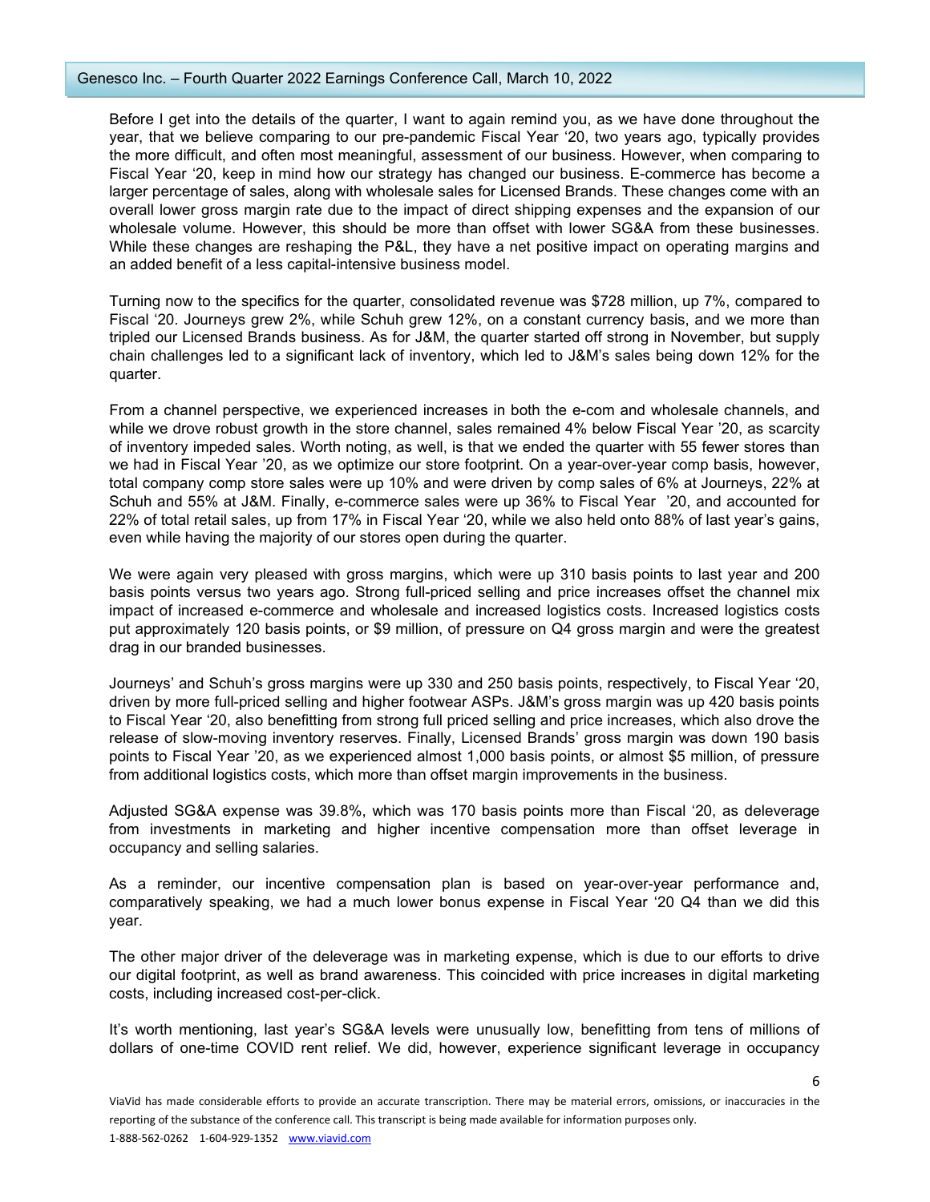Before I get into the details of the quarter, I want to again remind you, as we have done throughout the year, that we believe comparing to our pre-pandemic Fiscal Year '20, two years ago, typically provides the more difficult, and often most meaningful, assessment of our business. However, when comparing to Fiscal Year '20, keep in mind how our strategy has changed our business. E-commerce has become a larger percentage of sales, along with wholesale sales for Licensed Brands. These changes come with an overall lower gross margin rate due to the impact of direct shipping expenses and the expansion of our wholesale volume. However, this should be more than offset with lower SG&A from these businesses. While these changes are reshaping the P&L, they have a net positive impact on operating margins and an added benefit of a less capital-intensive business model.

Turning now to the specifics for the quarter, consolidated revenue was $728 million, up 7%, compared to Fiscal '20. Journeys grew 2%, while Schuh grew 12%, on a constant currency basis, and we more than tripled our Licensed Brands business. As for J&M, the quarter started off strong in November, but supply chain challenges led to a significant lack of inventory, which led to J&M's sales being down 12% for the quarter.

From a channel perspective, we experienced increases in both the e-com and wholesale channels, and while we drove robust growth in the store channel, sales remained 4% below Fiscal Year '20, as scarcity of inventory impeded sales. Worth noting, as well, is that we ended the quarter with 55 fewer stores than we had in Fiscal Year '20, as we optimize our store footprint. On a year-over-year comp basis, however, total company comp store sales were up 10% and were driven by comp sales of 6% at Journeys, 22% at Schuh and 55% at J&M. Finally, e-commerce sales were up 36% to Fiscal Year '20, and accounted for 22% of total retail sales, up from 17% in Fiscal Year '20, while we also held onto 88% of last year's gains, even while having the majority of our stores open during the quarter.

We were again very pleased with gross margins, which were up 310 basis points to last year and 200 basis points versus two years ago. Strong full-priced selling and price increases offset the channel mix impact of increased e-commerce and wholesale and increased logistics costs. Increased logistics costs put approximately 120 basis points, or $9 million, of pressure on Q4 gross margin and were the greatest drag in our branded businesses.

Journeys' and Schuh's gross margins were up 330 and 250 basis points, respectively, to Fiscal Year '20, driven by more full-priced selling and higher footwear ASPs. J&M's gross margin was up 420 basis points to Fiscal Year '20, also benefitting from strong full priced selling and price increases, which also drove the release of slow-moving inventory reserves. Finally, Licensed Brands' gross margin was down 190 basis points to Fiscal Year '20, as we experienced almost 1,000 basis points, or almost $5 million, of pressure from additional logistics costs, which more than offset margin improvements in the business.

Adjusted SG&A expense was 39.8%, which was 170 basis points more than Fiscal '20, as deleverage from investments in marketing and higher incentive compensation more than offset leverage in occupancy and selling salaries.

As a reminder, our incentive compensation plan is based on year-over-year performance and, comparatively speaking, we had a much lower bonus expense in Fiscal Year '20 Q4 than we did this year.

The other major driver of the deleverage was in marketing expense, which is due to our efforts to drive our digital footprint, as well as brand awareness. This coincided with price increases in digital marketing costs, including increased cost-per-click.

It's worth mentioning, last year's SG&A levels were unusually low, benefitting from tens of millions of dollars of one-time COVID rent relief. We did, however, experience significant leverage in occupancy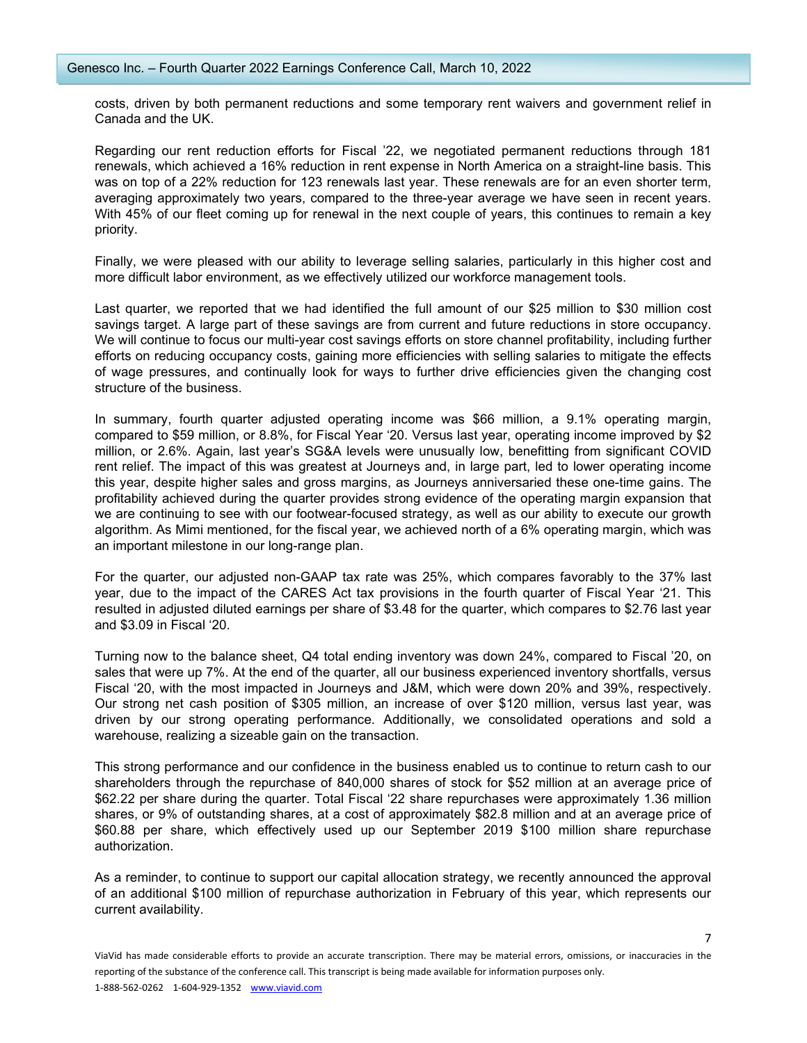costs, driven by both permanent reductions and some temporary rent waivers and government relief in Canada and the UK.

Regarding our rent reduction efforts for Fiscal '22, we negotiated permanent reductions through 181 renewals, which achieved a 16% reduction in rent expense in North America on a straight-line basis. This was on top of a 22% reduction for 123 renewals last year. These renewals are for an even shorter term, averaging approximately two years, compared to the three-year average we have seen in recent years. With 45% of our fleet coming up for renewal in the next couple of years, this continues to remain a key priority.

Finally, we were pleased with our ability to leverage selling salaries, particularly in this higher cost and more difficult labor environment, as we effectively utilized our workforce management tools.

Last quarter, we reported that we had identified the full amount of our $25 million to $30 million cost savings target. A large part of these savings are from current and future reductions in store occupancy. We will continue to focus our multi-year cost savings efforts on store channel profitability, including further efforts on reducing occupancy costs, gaining more efficiencies with selling salaries to mitigate the effects of wage pressures, and continually look for ways to further drive efficiencies given the changing cost structure of the business.

In summary, fourth quarter adjusted operating income was $66 million, a 9.1% operating margin, compared to $59 million, or 8.8%, for Fiscal Year '20. Versus last year, operating income improved by $2 million, or 2.6%. Again, last year's SG&A levels were unusually low, benefitting from significant COVID rent relief. The impact of this was greatest at Journeys and, in large part, led to lower operating income this year, despite higher sales and gross margins, as Journeys anniversaried these one-time gains. The profitability achieved during the quarter provides strong evidence of the operating margin expansion that we are continuing to see with our footwear-focused strategy, as well as our ability to execute our growth algorithm. As Mimi mentioned, for the fiscal year, we achieved north of a 6% operating margin, which was an important milestone in our long-range plan.

For the quarter, our adjusted non-GAAP tax rate was 25%, which compares favorably to the 37% last year, due to the impact of the CARES Act tax provisions in the fourth quarter of Fiscal Year '21. This resulted in adjusted diluted earnings per share of $3.48 for the quarter, which compares to $2.76 last year and $3.09 in Fiscal '20.

Turning now to the balance sheet, Q4 total ending inventory was down 24%, compared to Fiscal '20, on sales that were up 7%. At the end of the quarter, all our business experienced inventory shortfalls, versus Fiscal '20, with the most impacted in Journeys and J&M, which were down 20% and 39%, respectively. Our strong net cash position of $305 million, an increase of over $120 million, versus last year, was driven by our strong operating performance. Additionally, we consolidated operations and sold a warehouse, realizing a sizeable gain on the transaction.

This strong performance and our confidence in the business enabled us to continue to return cash to our shareholders through the repurchase of 840,000 shares of stock for $52 million at an average price of $62.22 per share during the quarter. Total Fiscal '22 share repurchases were approximately 1.36 million shares, or 9% of outstanding shares, at a cost of approximately $82.8 million and at an average price of $60.88 per share, which effectively used up our September 2019 $100 million share repurchase authorization.

As a reminder, to continue to support our capital allocation strategy, we recently announced the approval of an additional $100 million of repurchase authorization in February of this year, which represents our current availability.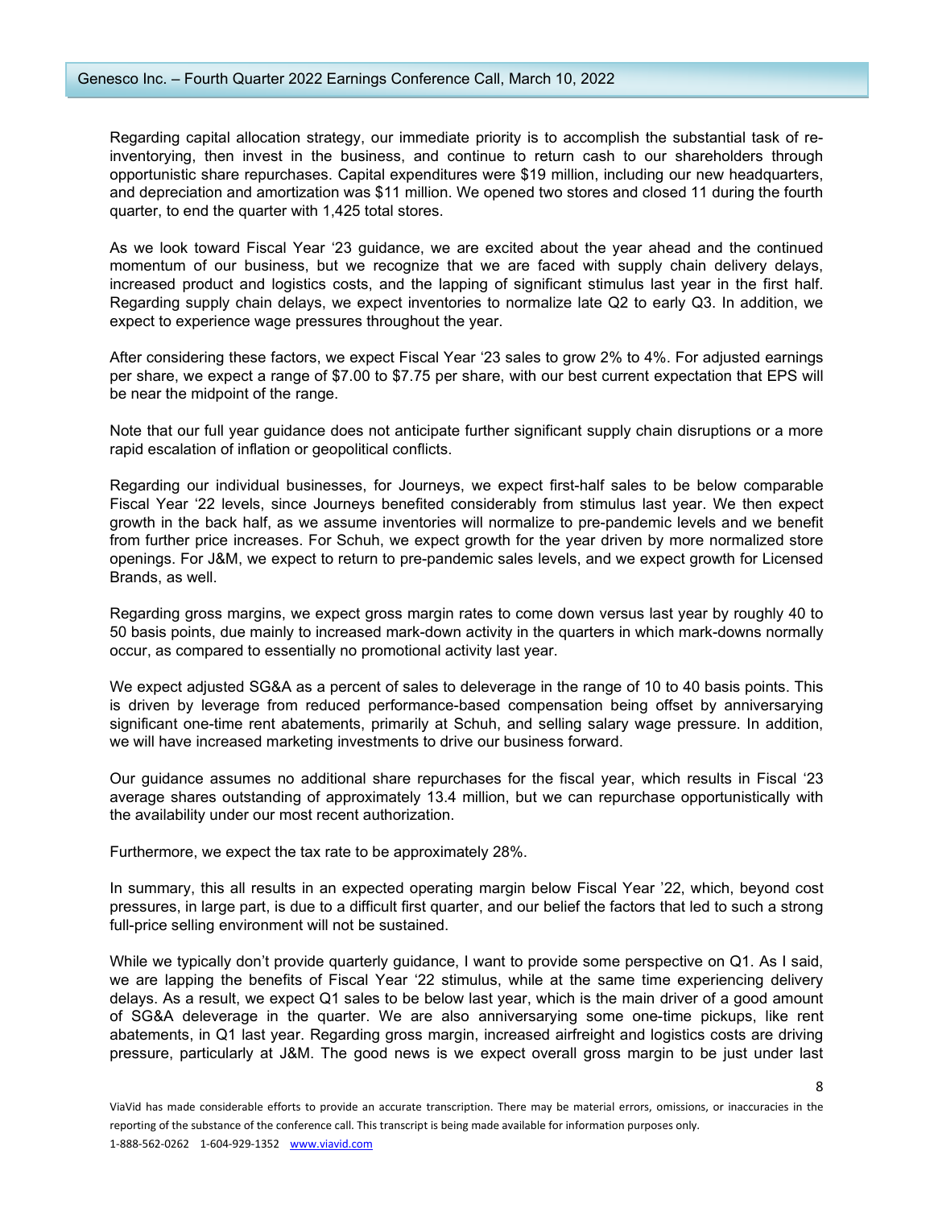Regarding capital allocation strategy, our immediate priority is to accomplish the substantial task of re-inventorying, then invest in the business, and continue to return cash to our shareholders through opportunistic share repurchases. Capital expenditures were $19 million, including our new headquarters, and depreciation and amortization was $11 million. We opened two stores and closed 11 during the fourth quarter, to end the quarter with 1,425 total stores.

As we look toward Fiscal Year '23 guidance, we are excited about the year ahead and the continued momentum of our business, but we recognize that we are faced with supply chain delivery delays, increased product and logistics costs, and the lapping of significant stimulus last year in the first half. Regarding supply chain delays, we expect inventories to normalize late Q2 to early Q3. In addition, we expect to experience wage pressures throughout the year.

After considering these factors, we expect Fiscal Year '23 sales to grow 2% to 4%. For adjusted earnings per share, we expect a range of $7.00 to $7.75 per share, with our best current expectation that EPS will be near the midpoint of the range.

Note that our full year guidance does not anticipate further significant supply chain disruptions or a more rapid escalation of inflation or geopolitical conflicts.

Regarding our individual businesses, for Journeys, we expect first-half sales to be below comparable Fiscal Year '22 levels, since Journeys benefited considerably from stimulus last year. We then expect growth in the back half, as we assume inventories will normalize to pre-pandemic levels and we benefit from further price increases. For Schuh, we expect growth for the year driven by more normalized store openings. For J&M, we expect to return to pre-pandemic sales levels, and we expect growth for Licensed Brands, as well.

Regarding gross margins, we expect gross margin rates to come down versus last year by roughly 40 to 50 basis points, due mainly to increased mark-down activity in the quarters in which mark-downs normally occur, as compared to essentially no promotional activity last year.

We expect adjusted SG&A as a percent of sales to deleverage in the range of 10 to 40 basis points. This is driven by leverage from reduced performance-based compensation being offset by anniversarying significant one-time rent abatements, primarily at Schuh, and selling salary wage pressure. In addition, we will have increased marketing investments to drive our business forward.

Our guidance assumes no additional share repurchases for the fiscal year, which results in Fiscal '23 average shares outstanding of approximately 13.4 million, but we can repurchase opportunistically with the availability under our most recent authorization.

Furthermore, we expect the tax rate to be approximately 28%.

In summary, this all results in an expected operating margin below Fiscal Year '22, which, beyond cost pressures, in large part, is due to a difficult first quarter, and our belief the factors that led to such a strong full-price selling environment will not be sustained.

While we typically don't provide quarterly guidance, I want to provide some perspective on Q1. As I said, we are lapping the benefits of Fiscal Year '22 stimulus, while at the same time experiencing delivery delays. As a result, we expect Q1 sales to be below last year, which is the main driver of a good amount of SG&A deleverage in the quarter. We are also anniversarying some one-time pickups, like rent abatements, in Q1 last year. Regarding gross margin, increased airfreight and logistics costs are driving pressure, particularly at J&M. The good news is we expect overall gross margin to be just under last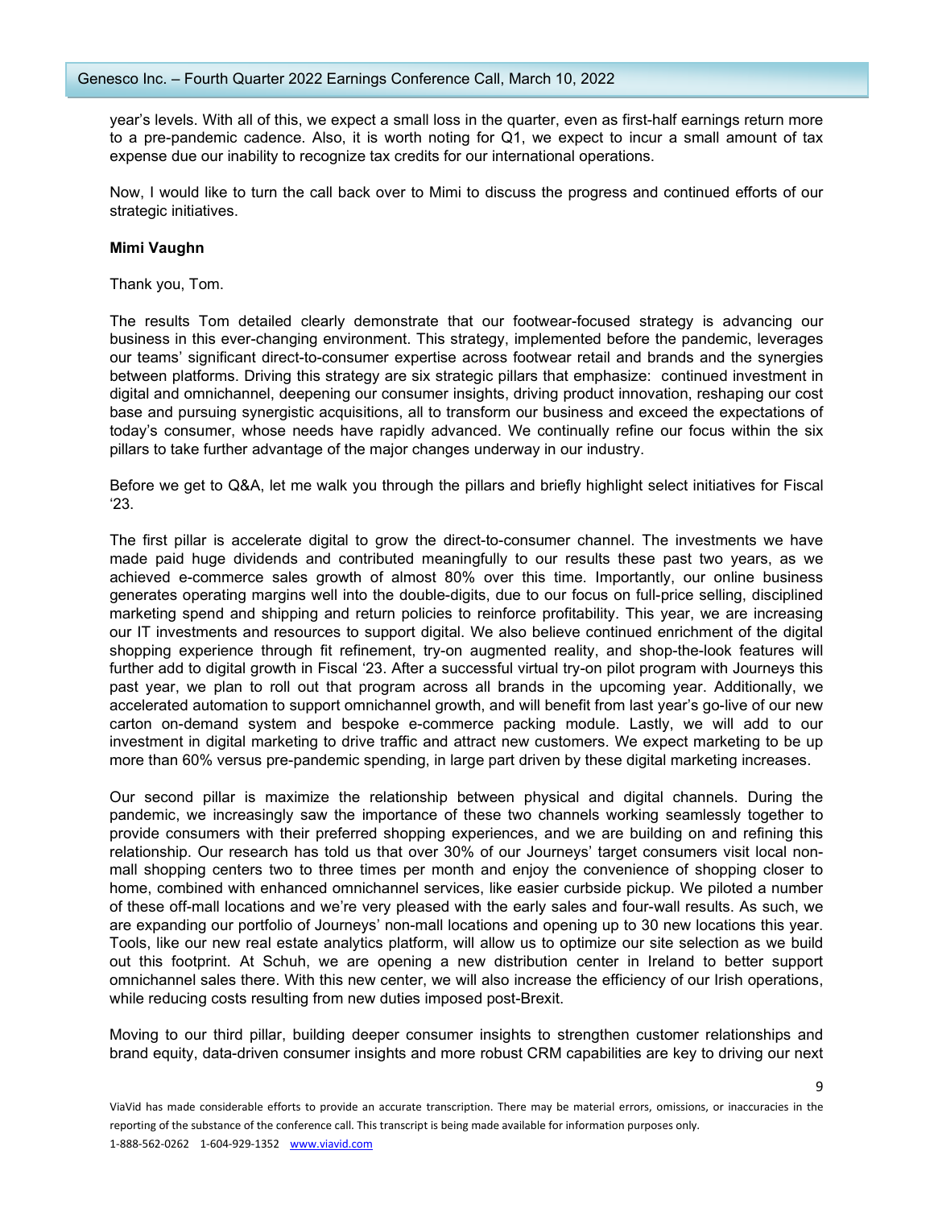year's levels. With all of this, we expect a small loss in the quarter, even as first-half earnings return more to a pre-pandemic cadence. Also, it is worth noting for Q1, we expect to incur a small amount of tax expense due our inability to recognize tax credits for our international operations.

Now, I would like to turn the call back over to Mimi to discuss the progress and continued efforts of our strategic initiatives.

**Mimi Vaughn**

Thank you, Tom.

The results Tom detailed clearly demonstrate that our footwear-focused strategy is advancing our business in this ever-changing environment. This strategy, implemented before the pandemic, leverages our teams' significant direct-to-consumer expertise across footwear retail and brands and the synergies between platforms. Driving this strategy are six strategic pillars that emphasize: continued investment in digital and omnichannel, deepening our consumer insights, driving product innovation, reshaping our cost base and pursuing synergistic acquisitions, all to transform our business and exceed the expectations of today's consumer, whose needs have rapidly advanced. We continually refine our focus within the six pillars to take further advantage of the major changes underway in our industry.

Before we get to Q&A, let me walk you through the pillars and briefly highlight select initiatives for Fiscal '23.

The first pillar is accelerate digital to grow the direct-to-consumer channel. The investments we have made paid huge dividends and contributed meaningfully to our results these past two years, as we achieved e-commerce sales growth of almost 80% over this time. Importantly, our online business generates operating margins well into the double-digits, due to our focus on full-price selling, disciplined marketing spend and shipping and return policies to reinforce profitability. This year, we are increasing our IT investments and resources to support digital. We also believe continued enrichment of the digital shopping experience through fit refinement, try-on augmented reality, and shop-the-look features will further add to digital growth in Fiscal '23. After a successful virtual try-on pilot program with Journeys this past year, we plan to roll out that program across all brands in the upcoming year. Additionally, we accelerated automation to support omnichannel growth, and will benefit from last year's go-live of our new carton on-demand system and bespoke e-commerce packing module. Lastly, we will add to our investment in digital marketing to drive traffic and attract new customers. We expect marketing to be up more than 60% versus pre-pandemic spending, in large part driven by these digital marketing increases.

Our second pillar is maximize the relationship between physical and digital channels. During the pandemic, we increasingly saw the importance of these two channels working seamlessly together to provide consumers with their preferred shopping experiences, and we are building on and refining this relationship. Our research has told us that over 30% of our Journeys' target consumers visit local non-mall shopping centers two to three times per month and enjoy the convenience of shopping closer to home, combined with enhanced omnichannel services, like easier curbside pickup. We piloted a number of these off-mall locations and we're very pleased with the early sales and four-wall results. As such, we are expanding our portfolio of Journeys' non-mall locations and opening up to 30 new locations this year. Tools, like our new real estate analytics platform, will allow us to optimize our site selection as we build out this footprint. At Schuh, we are opening a new distribution center in Ireland to better support omnichannel sales there. With this new center, we will also increase the efficiency of our Irish operations, while reducing costs resulting from new duties imposed post-Brexit.

Moving to our third pillar, building deeper consumer insights to strengthen customer relationships and brand equity, data-driven consumer insights and more robust CRM capabilities are key to driving our next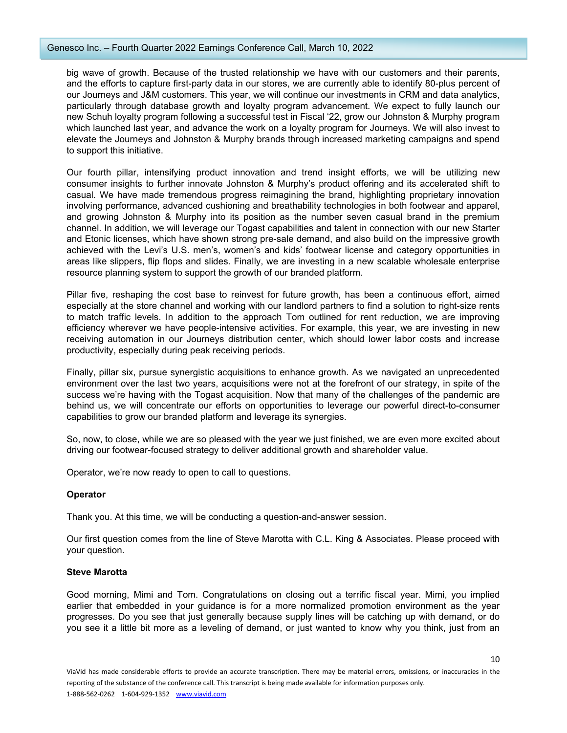big wave of growth. Because of the trusted relationship we have with our customers and their parents, and the efforts to capture first-party data in our stores, we are currently able to identify 80-plus percent of our Journeys and J&M customers. This year, we will continue our investments in CRM and data analytics, particularly through database growth and loyalty program advancement. We expect to fully launch our new Schuh loyalty program following a successful test in Fiscal '22, grow our Johnston & Murphy program which launched last year, and advance the work on a loyalty program for Journeys. We will also invest to elevate the Journeys and Johnston & Murphy brands through increased marketing campaigns and spend to support this initiative.

Our fourth pillar, intensifying product innovation and trend insight efforts, we will be utilizing new consumer insights to further innovate Johnston & Murphy's product offering and its accelerated shift to casual. We have made tremendous progress reimagining the brand, highlighting proprietary innovation involving performance, advanced cushioning and breathability technologies in both footwear and apparel, and growing Johnston & Murphy into its position as the number seven casual brand in the premium channel. In addition, we will leverage our Togast capabilities and talent in connection with our new Starter and Etonic licenses, which have shown strong pre-sale demand, and also build on the impressive growth achieved with the Levi's U.S. men's, women's and kids' footwear license and category opportunities in areas like slippers, flip flops and slides. Finally, we are investing in a new scalable wholesale enterprise resource planning system to support the growth of our branded platform.

Pillar five, reshaping the cost base to reinvest for future growth, has been a continuous effort, aimed especially at the store channel and working with our landlord partners to find a solution to right-size rents to match traffic levels. In addition to the approach Tom outlined for rent reduction, we are improving efficiency wherever we have people-intensive activities. For example, this year, we are investing in new receiving automation in our Journeys distribution center, which should lower labor costs and increase productivity, especially during peak receiving periods.

Finally, pillar six, pursue synergistic acquisitions to enhance growth. As we navigated an unprecedented environment over the last two years, acquisitions were not at the forefront of our strategy, in spite of the success we're having with the Togast acquisition. Now that many of the challenges of the pandemic are behind us, we will concentrate our efforts on opportunities to leverage our powerful direct-to-consumer capabilities to grow our branded platform and leverage its synergies.

So, now, to close, while we are so pleased with the year we just finished, we are even more excited about driving our footwear-focused strategy to deliver additional growth and shareholder value.

Operator, we're now ready to open to call to questions.

**Operator**

Thank you. At this time, we will be conducting a question-and-answer session.

Our first question comes from the line of Steve Marotta with C.L. King & Associates. Please proceed with your question.

**Steve Marotta**

Good morning, Mimi and Tom. Congratulations on closing out a terrific fiscal year. Mimi, you implied earlier that embedded in your guidance is for a more normalized promotion environment as the year progresses. Do you see that just generally because supply lines will be catching up with demand, or do you see it a little bit more as a leveling of demand, or just wanted to know why you think, just from an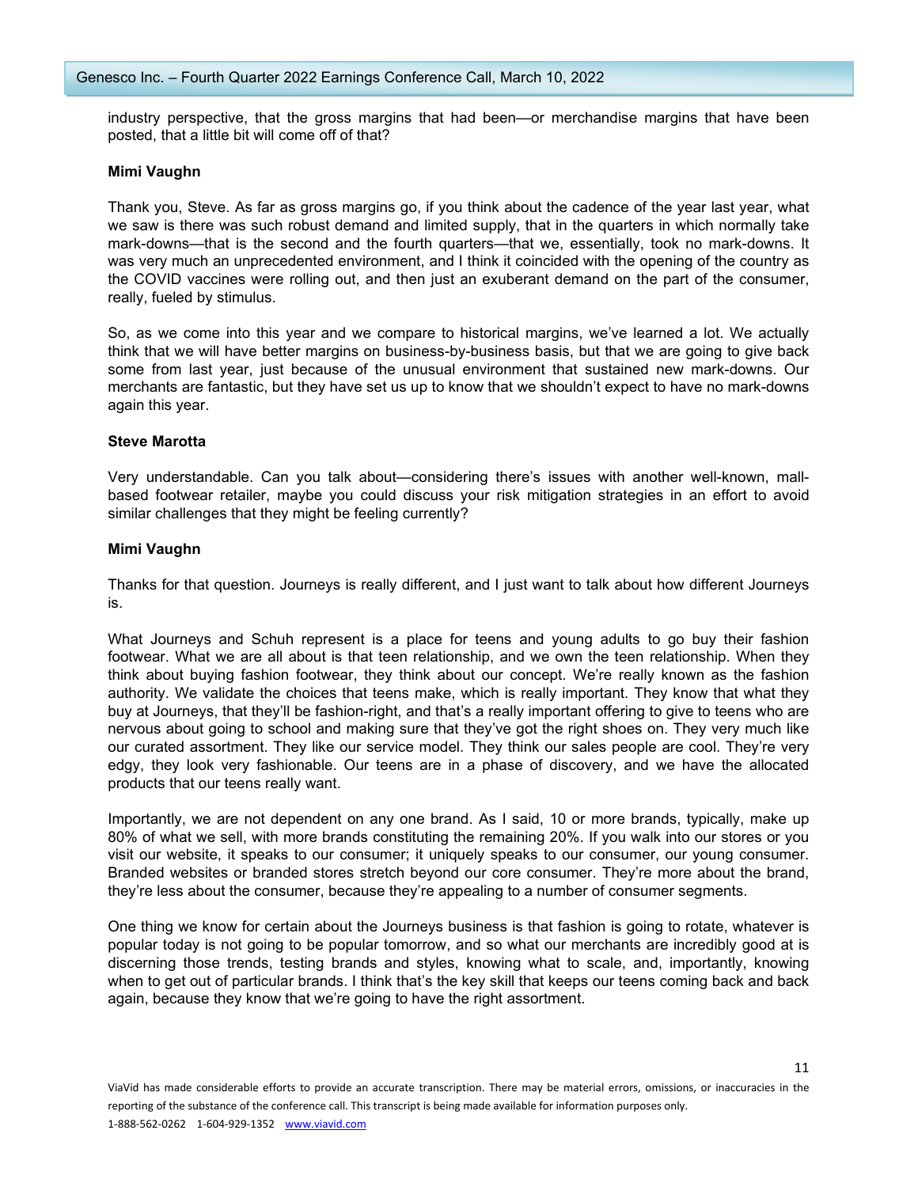industry perspective, that the gross margins that had been—or merchandise margins that have been posted, that a little bit will come off of that?

**Mimi Vaughn**

Thank you, Steve. As far as gross margins go, if you think about the cadence of the year last year, what we saw is there was such robust demand and limited supply, that in the quarters in which normally take mark-downs—that is the second and the fourth quarters—that we, essentially, took no mark-downs. It was very much an unprecedented environment, and I think it coincided with the opening of the country as the COVID vaccines were rolling out, and then just an exuberant demand on the part of the consumer, really, fueled by stimulus.

So, as we come into this year and we compare to historical margins, we've learned a lot. We actually think that we will have better margins on business-by-business basis, but that we are going to give back some from last year, just because of the unusual environment that sustained new mark-downs. Our merchants are fantastic, but they have set us up to know that we shouldn't expect to have no mark-downs again this year.

**Steve Marotta**

Very understandable. Can you talk about—considering there's issues with another well-known, mall-based footwear retailer, maybe you could discuss your risk mitigation strategies in an effort to avoid similar challenges that they might be feeling currently?

**Mimi Vaughn**

Thanks for that question. Journeys is really different, and I just want to talk about how different Journeys is.

What Journeys and Schuh represent is a place for teens and young adults to go buy their fashion footwear. What we are all about is that teen relationship, and we own the teen relationship. When they think about buying fashion footwear, they think about our concept. We're really known as the fashion authority. We validate the choices that teens make, which is really important. They know that what they buy at Journeys, that they'll be fashion-right, and that's a really important offering to give to teens who are nervous about going to school and making sure that they've got the right shoes on. They very much like our curated assortment. They like our service model. They think our sales people are cool. They're very edgy, they look very fashionable. Our teens are in a phase of discovery, and we have the allocated products that our teens really want.

Importantly, we are not dependent on any one brand. As I said, 10 or more brands, typically, make up 80% of what we sell, with more brands constituting the remaining 20%. If you walk into our stores or you visit our website, it speaks to our consumer; it uniquely speaks to our consumer, our young consumer. Branded websites or branded stores stretch beyond our core consumer. They're more about the brand, they're less about the consumer, because they're appealing to a number of consumer segments.

One thing we know for certain about the Journeys business is that fashion is going to rotate, whatever is popular today is not going to be popular tomorrow, and so what our merchants are incredibly good at is discerning those trends, testing brands and styles, knowing what to scale, and, importantly, knowing when to get out of particular brands. I think that's the key skill that keeps our teens coming back and back again, because they know that we're going to have the right assortment.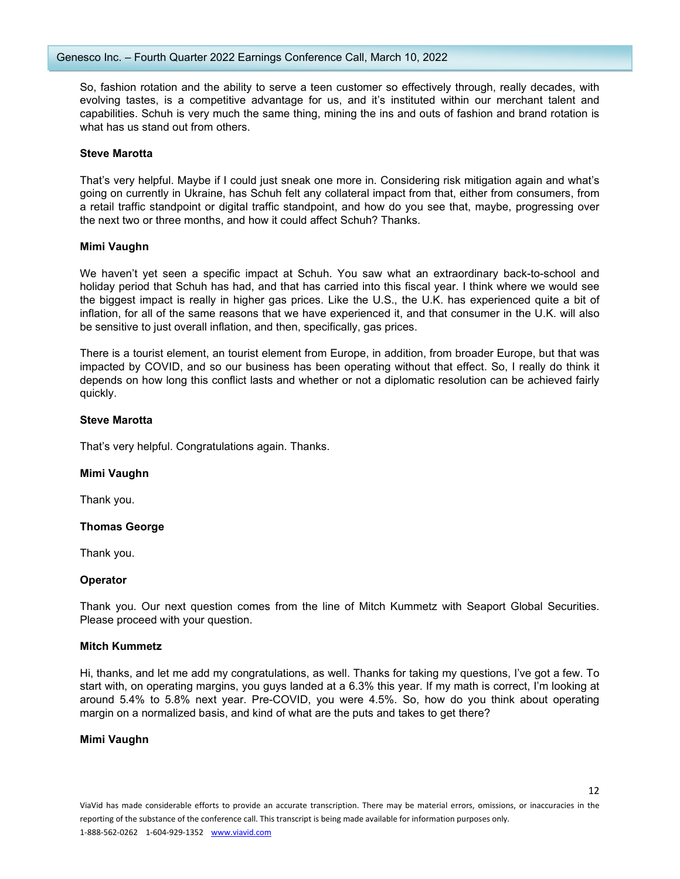So, fashion rotation and the ability to serve a teen customer so effectively through, really decades, with evolving tastes, is a competitive advantage for us, and it's instituted within our merchant talent and capabilities. Schuh is very much the same thing, mining the ins and outs of fashion and brand rotation is what has us stand out from others.

**Steve Marotta**

That's very helpful. Maybe if I could just sneak one more in. Considering risk mitigation again and what's going on currently in Ukraine, has Schuh felt any collateral impact from that, either from consumers, from a retail traffic standpoint or digital traffic standpoint, and how do you see that, maybe, progressing over the next two or three months, and how it could affect Schuh? Thanks.

**Mimi Vaughn**

We haven't yet seen a specific impact at Schuh. You saw what an extraordinary back-to-school and holiday period that Schuh has had, and that has carried into this fiscal year. I think where we would see the biggest impact is really in higher gas prices. Like the U.S., the U.K. has experienced quite a bit of inflation, for all of the same reasons that we have experienced it, and that consumer in the U.K. will also be sensitive to just overall inflation, and then, specifically, gas prices.

There is a tourist element, an tourist element from Europe, in addition, from broader Europe, but that was impacted by COVID, and so our business has been operating without that effect. So, I really do think it depends on how long this conflict lasts and whether or not a diplomatic resolution can be achieved fairly quickly.

**Steve Marotta**

That's very helpful. Congratulations again. Thanks.

**Mimi Vaughn**

Thank you.

**Thomas George**

Thank you.

**Operator**

Thank you. Our next question comes from the line of Mitch Kummetz with Seaport Global Securities. Please proceed with your question.

**Mitch Kummetz**

Hi, thanks, and let me add my congratulations, as well. Thanks for taking my questions, I've got a few. To start with, on operating margins, you guys landed at a 6.3% this year. If my math is correct, I'm looking at around 5.4% to 5.8% next year. Pre-COVID, you were 4.5%. So, how do you think about operating margin on a normalized basis, and kind of what are the puts and takes to get there?

**Mimi Vaughn**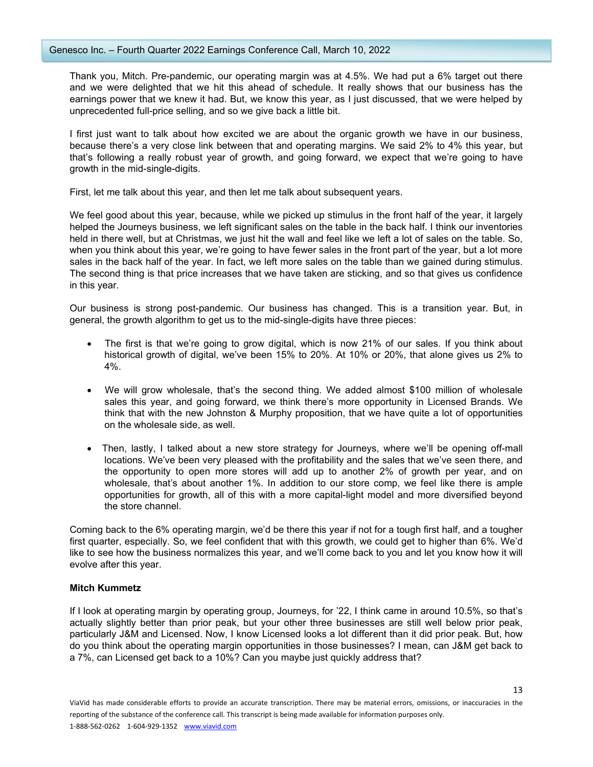Thank you, Mitch. Pre-pandemic, our operating margin was at 4.5%. We had put a 6% target out there and we were delighted that we hit this ahead of schedule. It really shows that our business has the earnings power that we knew it had. But, we know this year, as I just discussed, that we were helped by unprecedented full-price selling, and so we give back a little bit.

I first just want to talk about how excited we are about the organic growth we have in our business, because there's a very close link between that and operating margins. We said 2% to 4% this year, but that's following a really robust year of growth, and going forward, we expect that we're going to have growth in the mid-single-digits.

First, let me talk about this year, and then let me talk about subsequent years.

We feel good about this year, because, while we picked up stimulus in the front half of the year, it largely helped the Journeys business, we left significant sales on the table in the back half. I think our inventories held in there well, but at Christmas, we just hit the wall and feel like we left a lot of sales on the table. So, when you think about this year, we're going to have fewer sales in the front part of the year, but a lot more sales in the back half of the year. In fact, we left more sales on the table than we gained during stimulus. The second thing is that price increases that we have taken are sticking, and so that gives us confidence in this year.

Our business is strong post-pandemic. Our business has changed. This is a transition year. But, in general, the growth algorithm to get us to the mid-single-digits have three pieces:

- The first is that we're going to grow digital, which is now 21% of our sales. If you think about historical growth of digital, we've been 15% to 20%. At 10% or 20%, that alone gives us 2% to 4%.
- We will grow wholesale, that's the second thing. We added almost $100 million of wholesale sales this year, and going forward, we think there's more opportunity in Licensed Brands. We think that with the new Johnston & Murphy proposition, that we have quite a lot of opportunities on the wholesale side, as well.
- Then, lastly, I talked about a new store strategy for Journeys, where we'll be opening off-mall locations. We've been very pleased with the profitability and the sales that we've seen there, and the opportunity to open more stores will add up to another 2% of growth per year, and on wholesale, that's about another 1%. In addition to our store comp, we feel like there is ample opportunities for growth, all of this with a more capital-light model and more diversified beyond the store channel.

Coming back to the 6% operating margin, we'd be there this year if not for a tough first half, and a tougher first quarter, especially. So, we feel confident that with this growth, we could get to higher than 6%. We'd like to see how the business normalizes this year, and we'll come back to you and let you know how it will evolve after this year.

**Mitch Kummetz**

If I look at operating margin by operating group, Journeys, for '22, I think came in around 10.5%, so that's actually slightly better than prior peak, but your other three businesses are still well below prior peak, particularly J&M and Licensed. Now, I know Licensed looks a lot different than it did prior peak. But, how do you think about the operating margin opportunities in those businesses? I mean, can J&M get back to a 7%, can Licensed get back to a 10%? Can you maybe just quickly address that?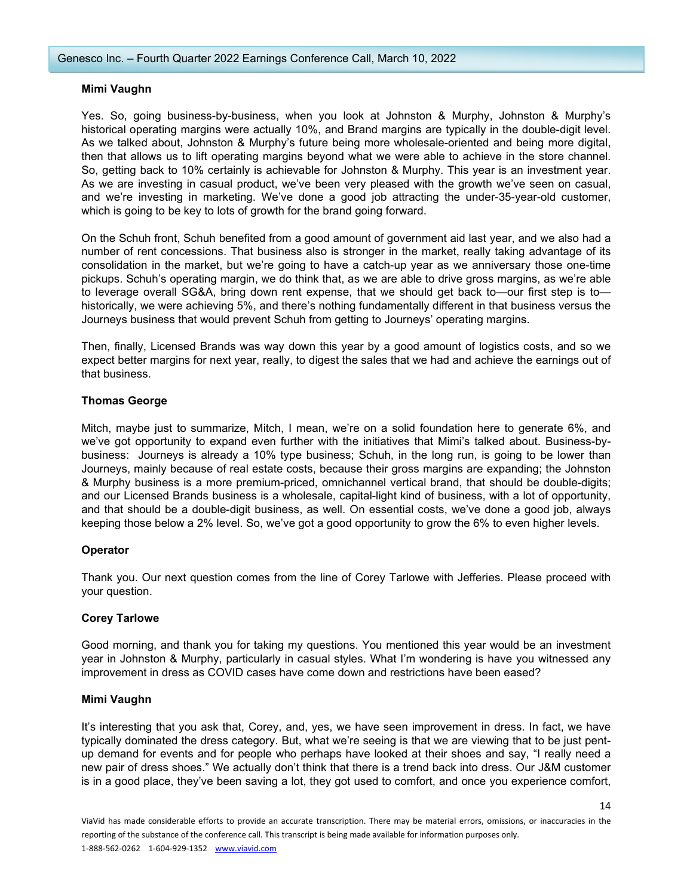**Mimi Vaughn**

Yes. So, going business-by-business, when you look at Johnston & Murphy, Johnston & Murphy's historical operating margins were actually 10%, and Brand margins are typically in the double-digit level. As we talked about, Johnston & Murphy's future being more wholesale-oriented and being more digital, then that allows us to lift operating margins beyond what we were able to achieve in the store channel. So, getting back to 10% certainly is achievable for Johnston & Murphy. This year is an investment year. As we are investing in casual product, we've been very pleased with the growth we've seen on casual, and we're investing in marketing. We've done a good job attracting the under-35-year-old customer, which is going to be key to lots of growth for the brand going forward.

On the Schuh front, Schuh benefited from a good amount of government aid last year, and we also had a number of rent concessions. That business also is stronger in the market, really taking advantage of its consolidation in the market, but we're going to have a catch-up year as we anniversary those one-time pickups. Schuh's operating margin, we do think that, as we are able to drive gross margins, as we're able to leverage overall SG&A, bring down rent expense, that we should get back to—our first step is to—historically, we were achieving 5%, and there's nothing fundamentally different in that business versus the Journeys business that would prevent Schuh from getting to Journeys' operating margins.

Then, finally, Licensed Brands was way down this year by a good amount of logistics costs, and so we expect better margins for next year, really, to digest the sales that we had and achieve the earnings out of that business.

**Thomas George**

Mitch, maybe just to summarize, Mitch, I mean, we're on a solid foundation here to generate 6%, and we've got opportunity to expand even further with the initiatives that Mimi's talked about. Business-by-business: Journeys is already a 10% type business; Schuh, in the long run, is going to be lower than Journeys, mainly because of real estate costs, because their gross margins are expanding; the Johnston & Murphy business is a more premium-priced, omnichannel vertical brand, that should be double-digits; and our Licensed Brands business is a wholesale, capital-light kind of business, with a lot of opportunity, and that should be a double-digit business, as well. On essential costs, we've done a good job, always keeping those below a 2% level. So, we've got a good opportunity to grow the 6% to even higher levels.

**Operator**

Thank you. Our next question comes from the line of Corey Tarlowe with Jefferies. Please proceed with your question.

**Corey Tarlowe**

Good morning, and thank you for taking my questions. You mentioned this year would be an investment year in Johnston & Murphy, particularly in casual styles. What I'm wondering is have you witnessed any improvement in dress as COVID cases have come down and restrictions have been eased?

**Mimi Vaughn**

It's interesting that you ask that, Corey, and, yes, we have seen improvement in dress. In fact, we have typically dominated the dress category. But, what we're seeing is that we are viewing that to be just pent-up demand for events and for people who perhaps have looked at their shoes and say, "I really need a new pair of dress shoes." We actually don't think that there is a trend back into dress. Our J&M customer is in a good place, they've been saving a lot, they got used to comfort, and once you experience comfort,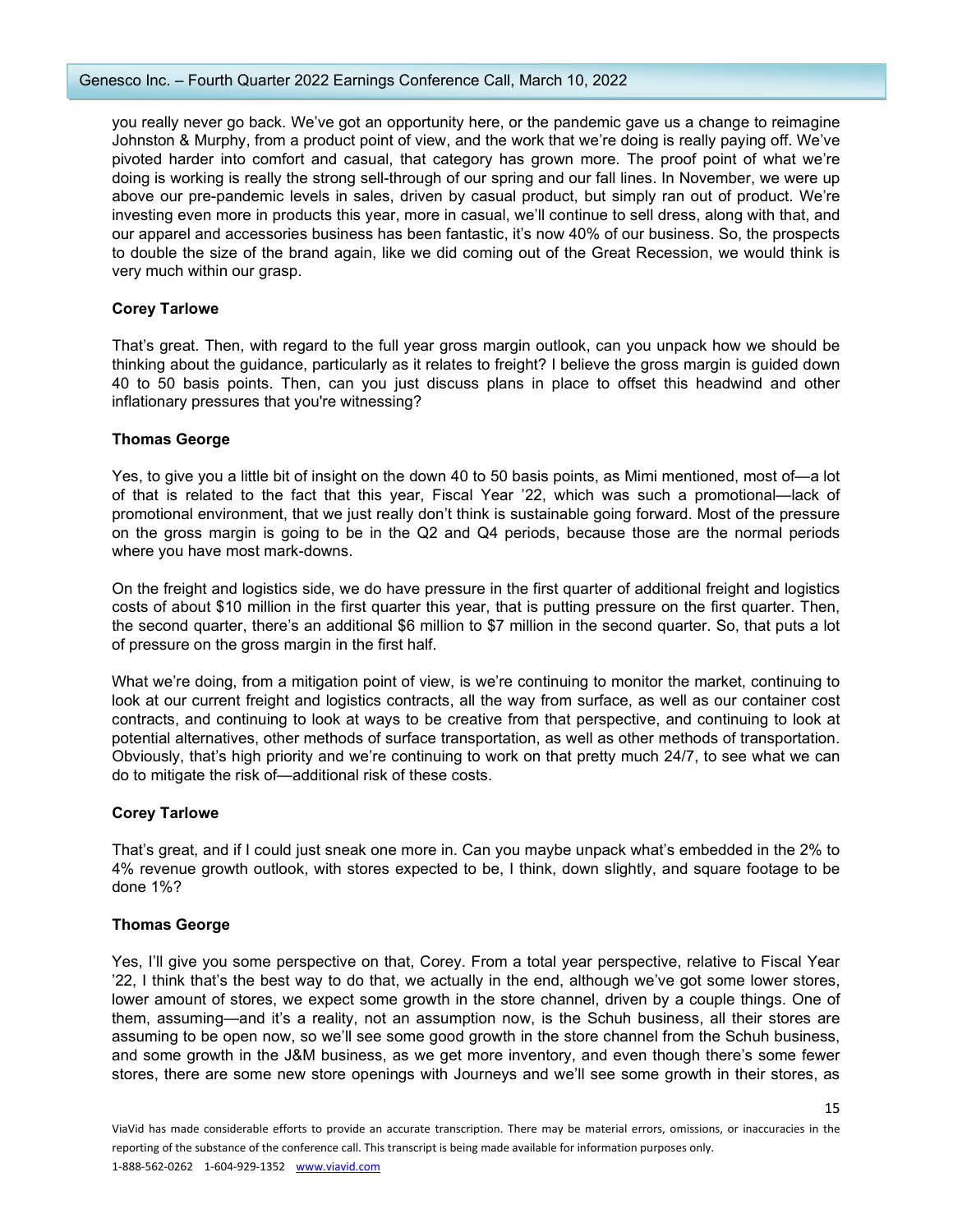you really never go back. We've got an opportunity here, or the pandemic gave us a change to reimagine Johnston & Murphy, from a product point of view, and the work that we're doing is really paying off. We've pivoted harder into comfort and casual, that category has grown more. The proof point of what we're doing is working is really the strong sell-through of our spring and our fall lines. In November, we were up above our pre-pandemic levels in sales, driven by casual product, but simply ran out of product. We're investing even more in products this year, more in casual, we'll continue to sell dress, along with that, and our apparel and accessories business has been fantastic, it's now 40% of our business. So, the prospects to double the size of the brand again, like we did coming out of the Great Recession, we would think is very much within our grasp.

**Corey Tarlowe**

That's great. Then, with regard to the full year gross margin outlook, can you unpack how we should be thinking about the guidance, particularly as it relates to freight? I believe the gross margin is guided down 40 to 50 basis points. Then, can you just discuss plans in place to offset this headwind and other inflationary pressures that you're witnessing?

**Thomas George**

Yes, to give you a little bit of insight on the down 40 to 50 basis points, as Mimi mentioned, most of—a lot of that is related to the fact that this year, Fiscal Year '22, which was such a promotional—lack of promotional environment, that we just really don't think is sustainable going forward. Most of the pressure on the gross margin is going to be in the Q2 and Q4 periods, because those are the normal periods where you have most mark-downs.

On the freight and logistics side, we do have pressure in the first quarter of additional freight and logistics costs of about $10 million in the first quarter this year, that is putting pressure on the first quarter. Then, the second quarter, there's an additional $6 million to $7 million in the second quarter. So, that puts a lot of pressure on the gross margin in the first half.

What we're doing, from a mitigation point of view, is we're continuing to monitor the market, continuing to look at our current freight and logistics contracts, all the way from surface, as well as our container cost contracts, and continuing to look at ways to be creative from that perspective, and continuing to look at potential alternatives, other methods of surface transportation, as well as other methods of transportation. Obviously, that's high priority and we're continuing to work on that pretty much 24/7, to see what we can do to mitigate the risk of—additional risk of these costs.

**Corey Tarlowe**

That's great, and if I could just sneak one more in. Can you maybe unpack what's embedded in the 2% to 4% revenue growth outlook, with stores expected to be, I think, down slightly, and square footage to be done 1%?

**Thomas George**

Yes, I'll give you some perspective on that, Corey. From a total year perspective, relative to Fiscal Year '22, I think that's the best way to do that, we actually in the end, although we've got some lower stores, lower amount of stores, we expect some growth in the store channel, driven by a couple things. One of them, assuming—and it's a reality, not an assumption now, is the Schuh business, all their stores are assuming to be open now, so we'll see some good growth in the store channel from the Schuh business, and some growth in the J&M business, as we get more inventory, and even though there's some fewer stores, there are some new store openings with Journeys and we'll see some growth in their stores, as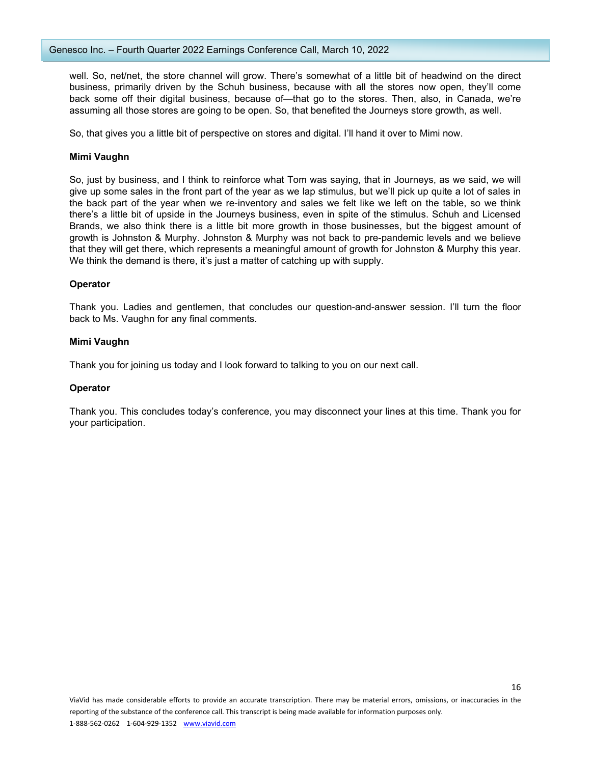well. So, net/net, the store channel will grow. There's somewhat of a little bit of headwind on the direct business, primarily driven by the Schuh business, because with all the stores now open, they'll come back some off their digital business, because of—that go to the stores. Then, also, in Canada, we're assuming all those stores are going to be open. So, that benefited the Journeys store growth, as well.

So, that gives you a little bit of perspective on stores and digital. I'll hand it over to Mimi now.

**Mimi Vaughn**

So, just by business, and I think to reinforce what Tom was saying, that in Journeys, as we said, we will give up some sales in the front part of the year as we lap stimulus, but we'll pick up quite a lot of sales in the back part of the year when we re-inventory and sales we felt like we left on the table, so we think there's a little bit of upside in the Journeys business, even in spite of the stimulus. Schuh and Licensed Brands, we also think there is a little bit more growth in those businesses, but the biggest amount of growth is Johnston & Murphy. Johnston & Murphy was not back to pre-pandemic levels and we believe that they will get there, which represents a meaningful amount of growth for Johnston & Murphy this year. We think the demand is there, it's just a matter of catching up with supply.

**Operator**

Thank you. Ladies and gentlemen, that concludes our question-and-answer session. I'll turn the floor back to Ms. Vaughn for any final comments.

**Mimi Vaughn**

Thank you for joining us today and I look forward to talking to you on our next call.

**Operator**

Thank you. This concludes today's conference, you may disconnect your lines at this time. Thank you for your participation.